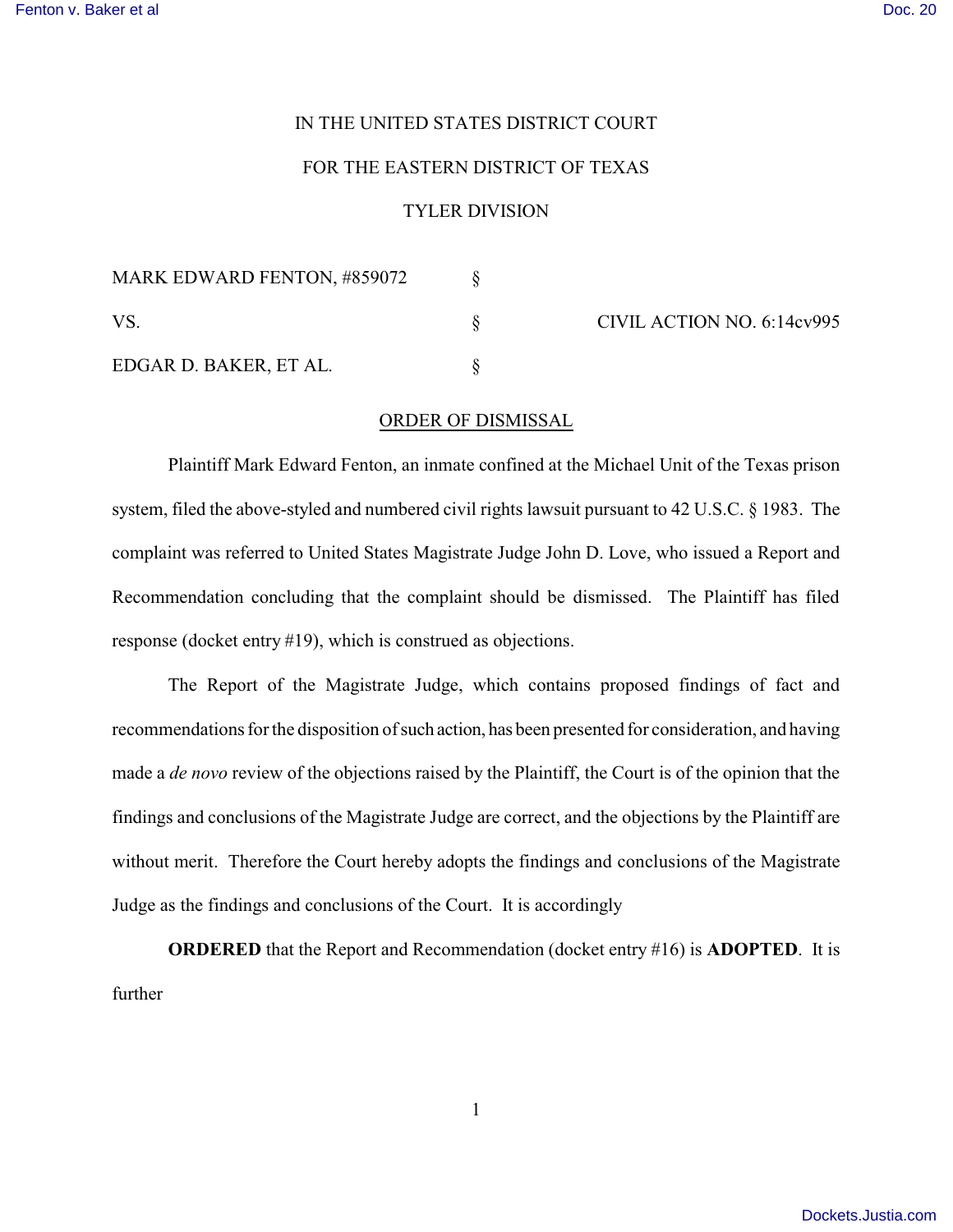IN THE UNITED STATES DISTRICT COURT

FOR THE EASTERN DISTRICT OF TEXAS

TYLER DIVISION

| | | |
|---|---|---|
| MARK EDWARD FENTON, #859072 | § | |
| VS. | § | CIVIL ACTION NO. 6:14cv995 |
| EDGAR D. BAKER, ET AL. | § | |

ORDER OF DISMISSAL

Plaintiff Mark Edward Fenton, an inmate confined at the Michael Unit of the Texas prison system, filed the above-styled and numbered civil rights lawsuit pursuant to 42 U.S.C. § 1983. The complaint was referred to United States Magistrate Judge John D. Love, who issued a Report and Recommendation concluding that the complaint should be dismissed. The Plaintiff has filed response (docket entry #19), which is construed as objections.

The Report of the Magistrate Judge, which contains proposed findings of fact and recommendations for the disposition of such action, has been presented for consideration, and having made a *de novo* review of the objections raised by the Plaintiff, the Court is of the opinion that the findings and conclusions of the Magistrate Judge are correct, and the objections by the Plaintiff are without merit. Therefore the Court hereby adopts the findings and conclusions of the Magistrate Judge as the findings and conclusions of the Court. It is accordingly

**ORDERED** that the Report and Recommendation (docket entry #16) is **ADOPTED**. It is further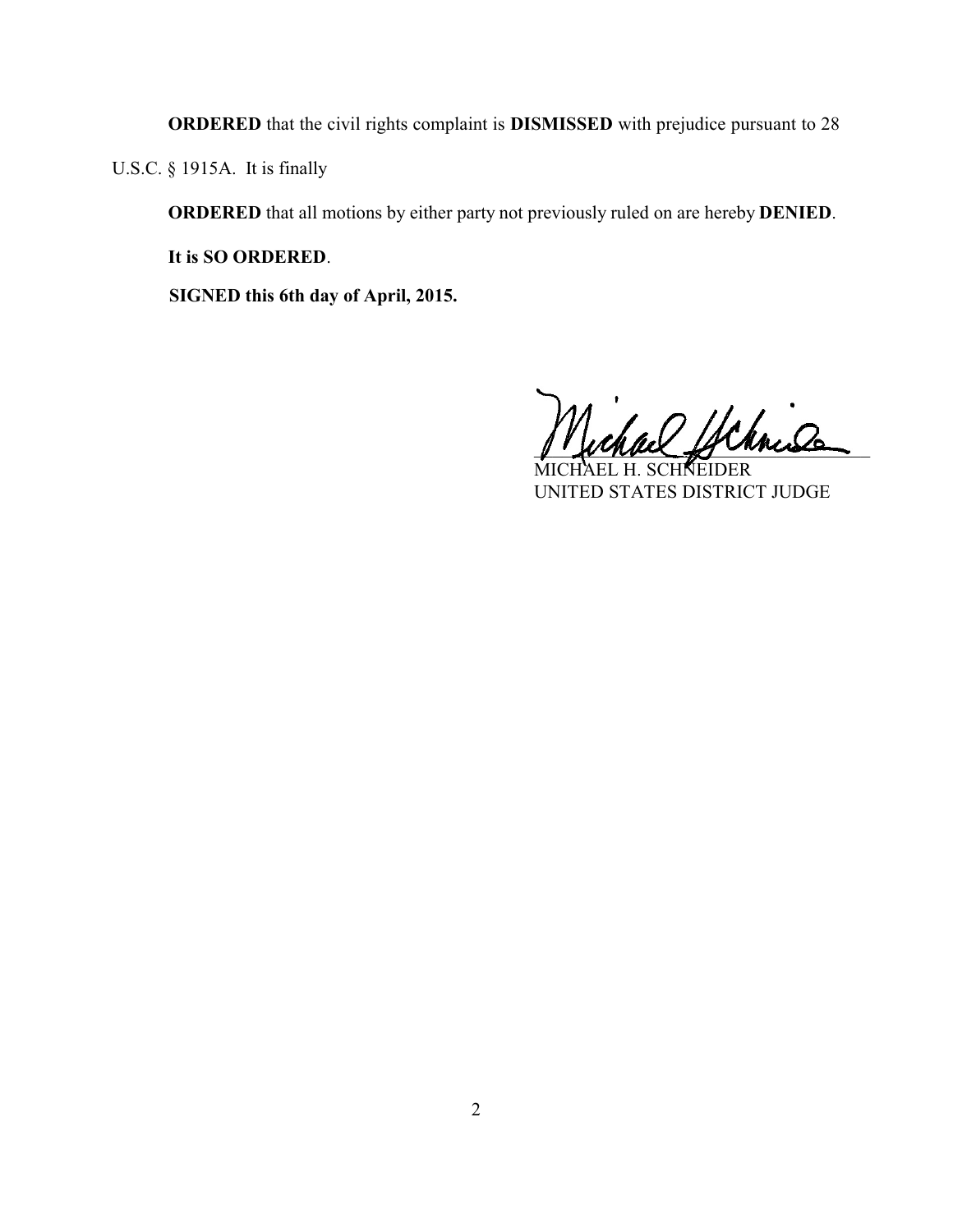**ORDERED** that the civil rights complaint is **DISMISSED** with prejudice pursuant to 28 U.S.C. § 1915A. It is finally

**ORDERED** that all motions by either party not previously ruled on are hereby **DENIED**.

**It is SO ORDERED**.

**SIGNED this 6th day of April, 2015.**

MICHAEL H. SCHNEIDER
UNITED STATES DISTRICT JUDGE